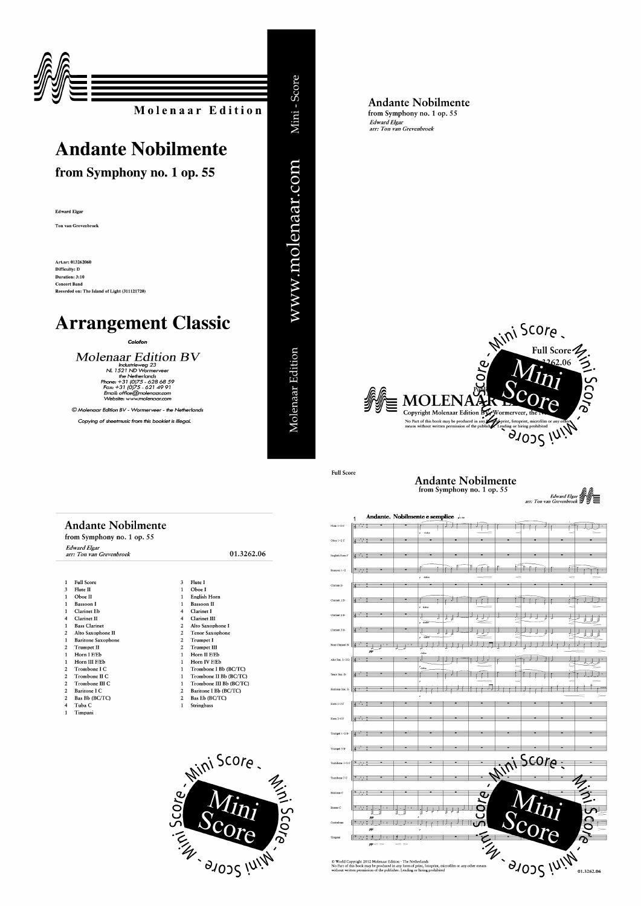Molenaar Edition

# Andante Nobilmente

## from Symphony no. 1 op. 55

Edward Elgar

Ton van Grevenbroek

Art.nr: 013262060
Difficulty: D
Duration: 3:10
Concert Band
Recorded on: The Island of Light (311121720)

# Arrangement Classic

*Colofon*

Molenaar Edition BV
Industrieweg 23
NL 1521 ND Wormerveer
the Netherlands
Phone: +31 (0)75 - 628 68 59
Fax: +31 (0)75 - 621 49 91
Email: office@molenaar.com
Website: www.molenaar.com

© Molenaar Edition BV - Wormerveer - the Netherlands

*Copying of sheetmusic from this booklet is illegal.*

Mini - Score

www.molenaar.com

Molenaar Edition

## Andante Nobilmente

from Symphony no. 1 op. 55

*Edward Elgar*
*arr: Ton van Grevenbroek*

Full Score
01.3262.06

MOLENAAR EDITION

Copyright Molenaar Edition BV, Wormerveer, the Netherlands
No Part of this book may be produced in any form of print, fotoprint, microfilm or any other means without written permission of the publisher. Leading or hiring prohibited

Mini Score

## Andante Nobilmente

from Symphony no. 1 op. 55

*Edward Elgar*
*arr: Ton van Grevenbroek*

01.3262.06

| | | | |
|---|---|---|---|
| 1 | Full Score | 3 | Flute I |
| 3 | Flute II | 1 | Oboe I |
| 1 | Oboe II | 1 | English Horn |
| 1 | Bassoon I | 1 | Bassoon II |
| 1 | Clarinet Eb | 4 | Clarinet I |
| 4 | Clarinet II | 4 | Clarinet III |
| 1 | Bass Clarinet | 2 | Alto Saxophone I |
| 2 | Alto Saxophone II | 2 | Tenor Saxophone |
| 1 | Baritone Saxophone | 2 | Trumpet I |
| 2 | Trumpet II | 2 | Trumpet III |
| 1 | Horn I F/Eb | 1 | Horn II F/Eb |
| 1 | Horn III F/Eb | 1 | Horn IV F/Eb |
| 2 | Trombone I C | 1 | Trombone I Bb (BC/TC) |
| 2 | Trombone II C | 1 | Trombone II Bb (BC/TC) |
| 2 | Trombone III C | 1 | Trombone III Bb (BC/TC) |
| 2 | Baritone I C | 2 | Baritone I Bb (BC/TC) |
| 2 | Bas Bb (BC/TC) | 2 | Bas Eb (BC/TC) |
| 4 | Tuba C | 1 | Stringbass |
| 1 | Timpani | | |

Mini Score

Full Score

## Andante Nobilmente

from Symphony no. 1 op. 55

*Edward Elgar*
*arr: Ton van Grevenbroek*

© World Copyright 2012 Molenaar Edition - The Netherlands
No Part of this book may be produced in any form of print, fotoprint, microfilm or any other means without written permission of the publisher. Leading or hiring prohibited

01.3262.06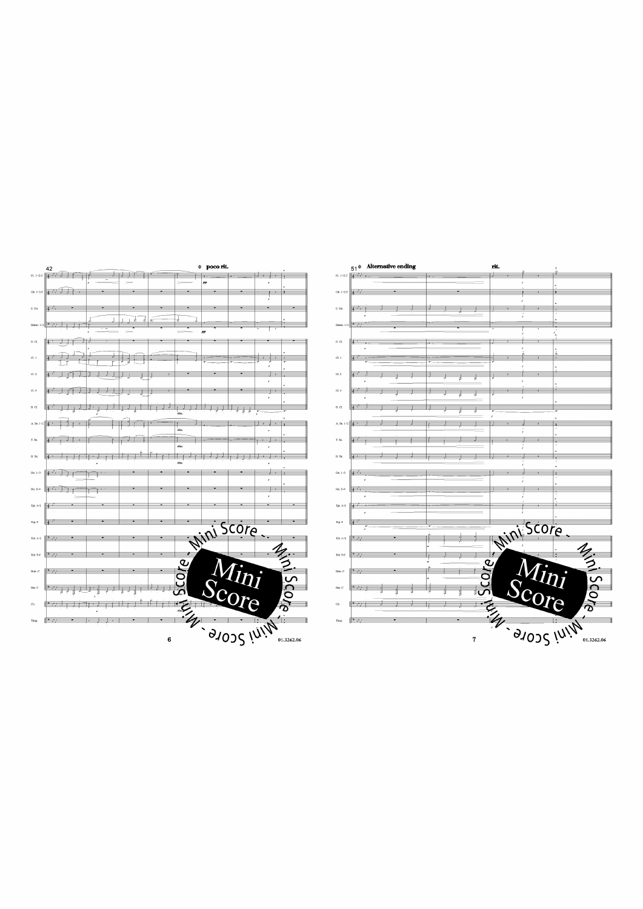42

poco rit.

51 Alternative ending

rit.